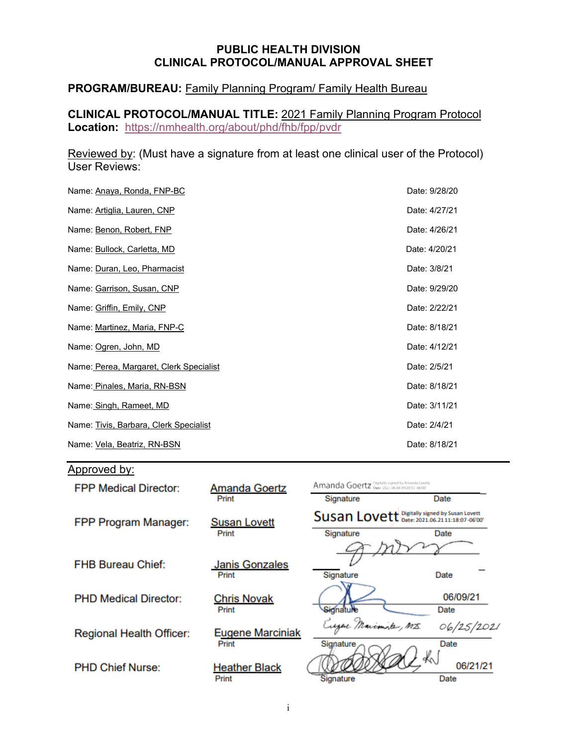# PUBLIC HEALTH DIVISION
# CLINICAL PROTOCOL/MANUAL APPROVAL SHEET

**PROGRAM/BUREAU:** Family Planning Program/ Family Health Bureau

**CLINICAL PROTOCOL/MANUAL TITLE:** 2021 Family Planning Program Protocol
**Location:** https://nmhealth.org/about/phd/fhb/fpp/pvdr

Reviewed by: (Must have a signature from at least one clinical user of the Protocol)
User Reviews:

| Name | Date |
|---|---|
| Name: Anaya, Ronda, FNP-BC | Date: 9/28/20 |
| Name: Artiglia, Lauren, CNP | Date: 4/27/21 |
| Name: Benon, Robert, FNP | Date: 4/26/21 |
| Name: Bullock, Carletta, MD | Date: 4/20/21 |
| Name: Duran, Leo, Pharmacist | Date: 3/8/21 |
| Name: Garrison, Susan, CNP | Date: 9/29/20 |
| Name: Griffin, Emily, CNP | Date: 2/22/21 |
| Name: Martinez, Maria, FNP-C | Date: 8/18/21 |
| Name: Ogren, John, MD | Date: 4/12/21 |
| Name: Perea, Margaret, Clerk Specialist | Date: 2/5/21 |
| Name: Pinales, Maria, RN-BSN | Date: 8/18/21 |
| Name: Singh, Rameet, MD | Date: 3/11/21 |
| Name: Tivis, Barbara, Clerk Specialist | Date: 2/4/21 |
| Name: Vela, Beatriz, RN-BSN | Date: 8/18/21 |

Approved by:

| Role | Print | Signature | Date |
|---|---|---|---|
| FPP Medical Director: | Amanda Goertz | Amanda Goertz (Digitally signed by Amanda Goertz) | |
| FPP Program Manager: | Susan Lovett | Susan Lovett (Digitally signed by Susan Lovett Date: 2021.06.21 11:18:07 -06'00') | |
| FHB Bureau Chief: | Janis Gonzales | [signature] | |
| PHD Medical Director: | Chris Novak | [signature] | 06/09/21 |
| Regional Health Officer: | Eugene Marciniak | Eugene Marciniak, MD | 06/25/2021 |
| PHD Chief Nurse: | Heather Black | [signature] | 06/21/21 |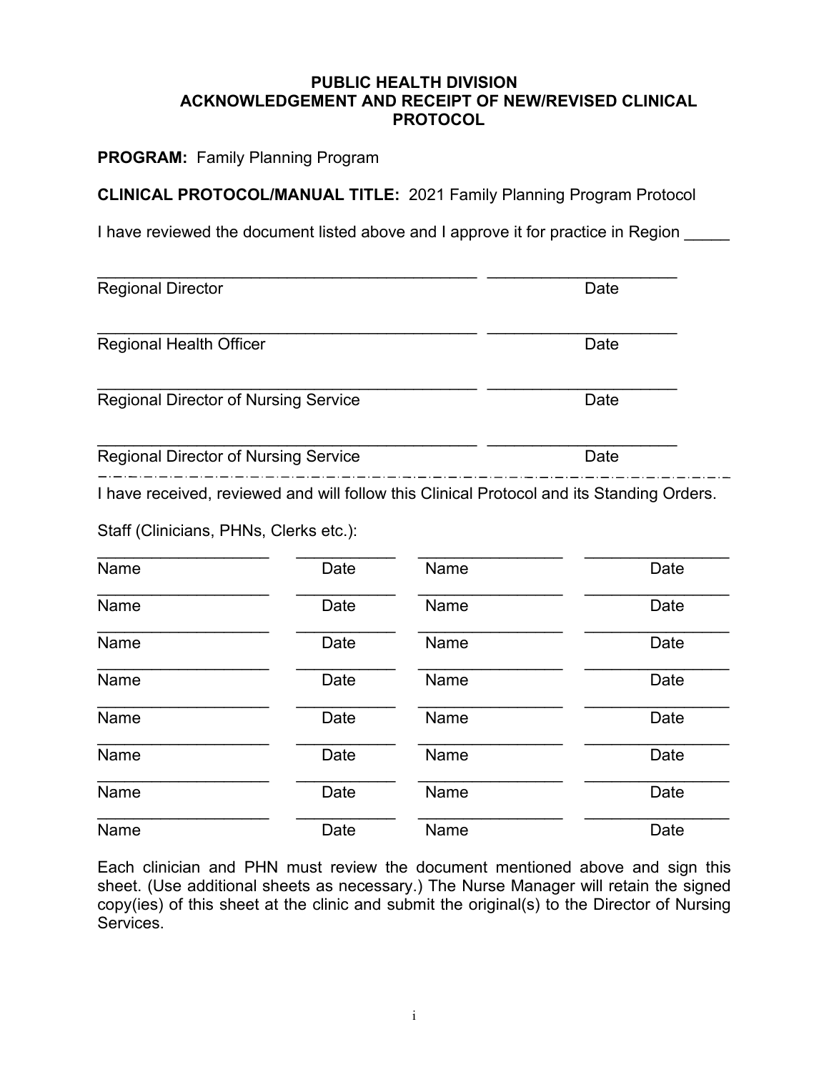**PUBLIC HEALTH DIVISION**
**ACKNOWLEDGEMENT AND RECEIPT OF NEW/REVISED CLINICAL PROTOCOL**

**PROGRAM:** Family Planning Program

**CLINICAL PROTOCOL/MANUAL TITLE:** 2021 Family Planning Program Protocol

I have reviewed the document listed above and I approve it for practice in Region _____

_____________________________________________ _____________________
Regional Director Date

_____________________________________________ _____________________
Regional Health Officer Date

_____________________________________________ _____________________
Regional Director of Nursing Service Date

_____________________________________________ _____________________
Regional Director of Nursing Service Date

---

I have received, reviewed and will follow this Clinical Protocol and its Standing Orders.

Staff (Clinicians, PHNs, Clerks etc.):

| | | | |
|---|---|---|---|
| Name | Date | Name | Date |
| Name | Date | Name | Date |
| Name | Date | Name | Date |
| Name | Date | Name | Date |
| Name | Date | Name | Date |
| Name | Date | Name | Date |
| Name | Date | Name | Date |
| Name | Date | Name | Date |

Each clinician and PHN must review the document mentioned above and sign this sheet. (Use additional sheets as necessary.) The Nurse Manager will retain the signed copy(ies) of this sheet at the clinic and submit the original(s) to the Director of Nursing Services.